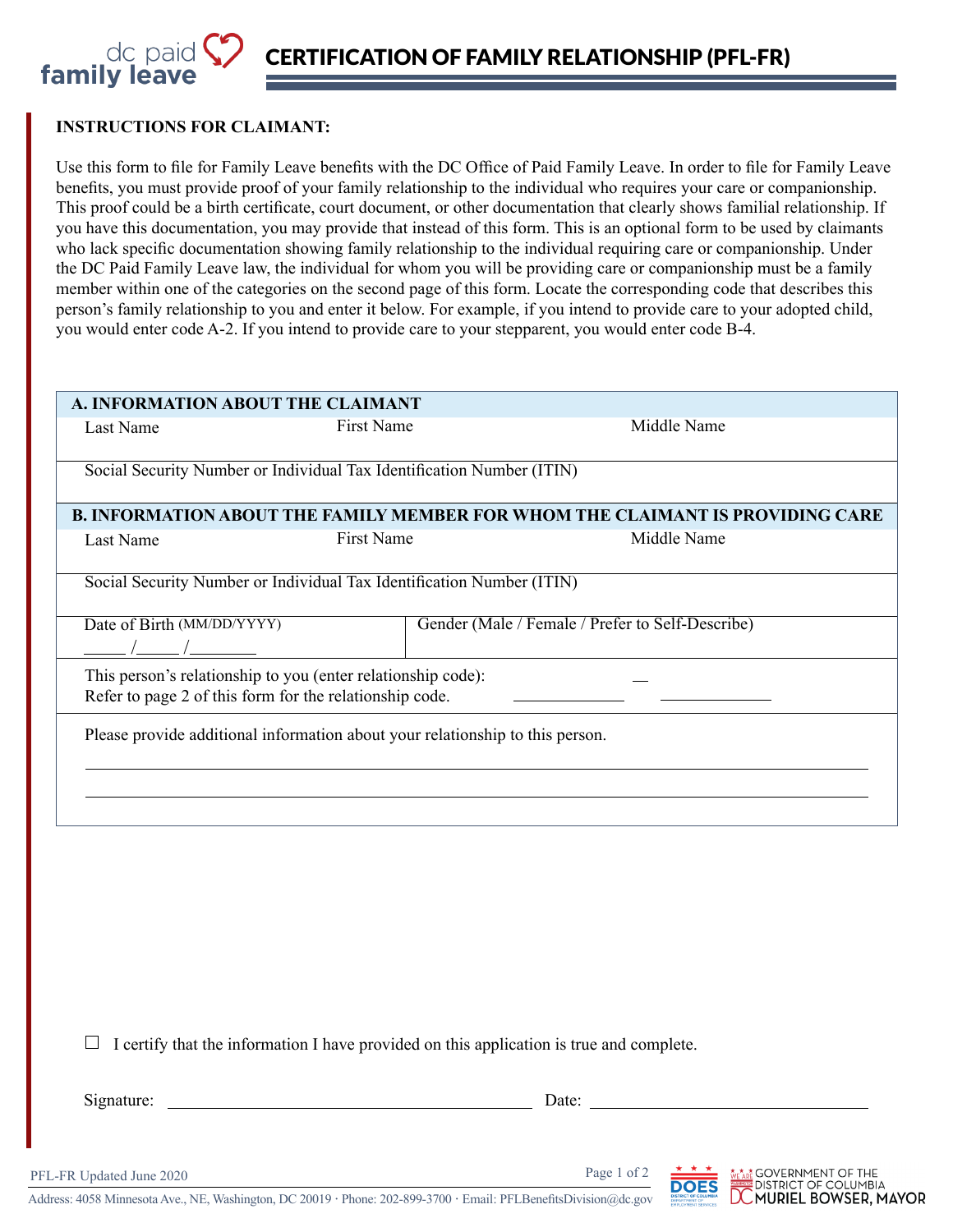# CERTIFICATION OF FAMILY RELATIONSHIP (PFL-FR)

**INSTRUCTIONS FOR CLAIMANT:**

Use this form to file for Family Leave benefits with the DC Office of Paid Family Leave. In order to file for Family Leave benefits, you must provide proof of your family relationship to the individual who requires your care or companionship. This proof could be a birth certificate, court document, or other documentation that clearly shows familial relationship. If you have this documentation, you may provide that instead of this form. This is an optional form to be used by claimants who lack specific documentation showing family relationship to the individual requiring care or companionship. Under the DC Paid Family Leave law, the individual for whom you will be providing care or companionship must be a family member within one of the categories on the second page of this form. Locate the corresponding code that describes this person's family relationship to you and enter it below. For example, if you intend to provide care to your adopted child, you would enter code A-2. If you intend to provide care to your stepparent, you would enter code B-4.

| **A. INFORMATION ABOUT THE CLAIMANT** | | |
|---|---|---|
| Last Name | First Name | Middle Name |
| Social Security Number or Individual Tax Identification Number (ITIN) | | |

| **B. INFORMATION ABOUT THE FAMILY MEMBER FOR WHOM THE CLAIMANT IS PROVIDING CARE** | | |
|---|---|---|
| Last Name | First Name | Middle Name |
| Social Security Number or Individual Tax Identification Number (ITIN) | | |
| Date of Birth (MM/DD/YYYY) ____ /____ /______ | Gender (Male / Female / Prefer to Self-Describe) | |
| This person's relationship to you (enter relationship code): Refer to page 2 of this form for the relationship code. ____________ — ____________ | | |
| Please provide additional information about your relationship to this person. ______________________________ ______________________________ | | |

☐ I certify that the information I have provided on this application is true and complete.

Signature: ______________________________ Date: ______________________

PFL-FR Updated June 2020

Address: 4058 Minnesota Ave., NE, Washington, DC 20019 · Phone: 202-899-3700 · Email: PFLBenefitsDivision@dc.gov

GOVERNMENT OF THE DISTRICT OF COLUMBIA
MURIEL BOWSER, MAYOR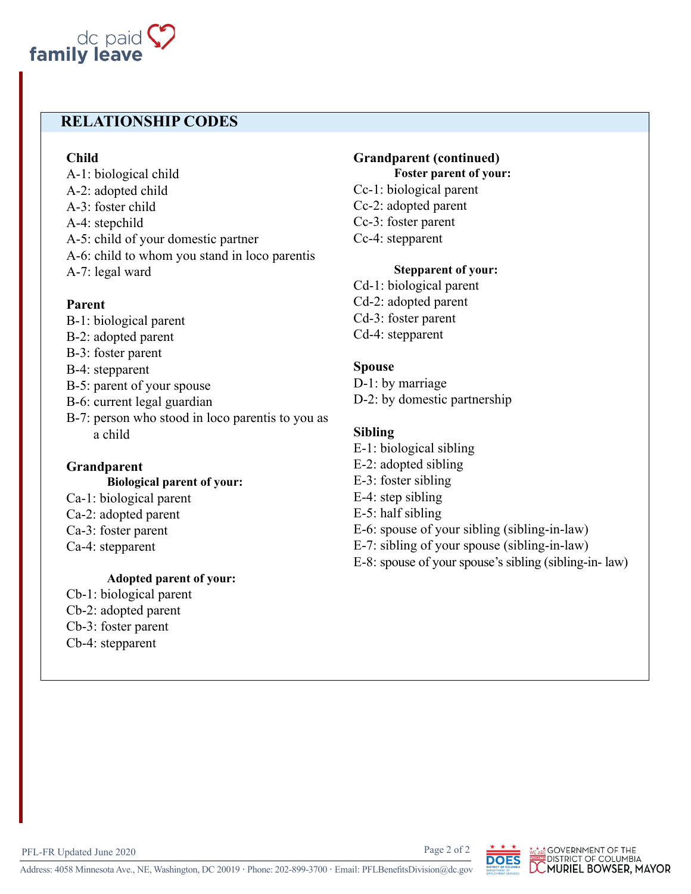## RELATIONSHIP CODES

**Child**

A-1: biological child
A-2: adopted child
A-3: foster child
A-4: stepchild
A-5: child of your domestic partner
A-6: child to whom you stand in loco parentis
A-7: legal ward

**Parent**

B-1: biological parent
B-2: adopted parent
B-3: foster parent
B-4: stepparent
B-5: parent of your spouse
B-6: current legal guardian
B-7: person who stood in loco parentis to you as a child

**Grandparent**

**Biological parent of your:**

Ca-1: biological parent
Ca-2: adopted parent
Ca-3: foster parent
Ca-4: stepparent

**Adopted parent of your:**

Cb-1: biological parent
Cb-2: adopted parent
Cb-3: foster parent
Cb-4: stepparent

**Grandparent (continued)**

**Foster parent of your:**

Cc-1: biological parent
Cc-2: adopted parent
Cc-3: foster parent
Cc-4: stepparent

**Stepparent of your:**

Cd-1: biological parent
Cd-2: adopted parent
Cd-3: foster parent
Cd-4: stepparent

**Spouse**

D-1: by marriage
D-2: by domestic partnership

**Sibling**

E-1: biological sibling
E-2: adopted sibling
E-3: foster sibling
E-4: step sibling
E-5: half sibling
E-6: spouse of your sibling (sibling-in-law)
E-7: sibling of your spouse (sibling-in-law)
E-8: spouse of your spouse's sibling (sibling-in- law)

PFL-FR Updated June 2020

Address: 4058 Minnesota Ave., NE, Washington, DC 20019 · Phone: 202-899-3700 · Email: PFLBenefitsDivision@dc.gov